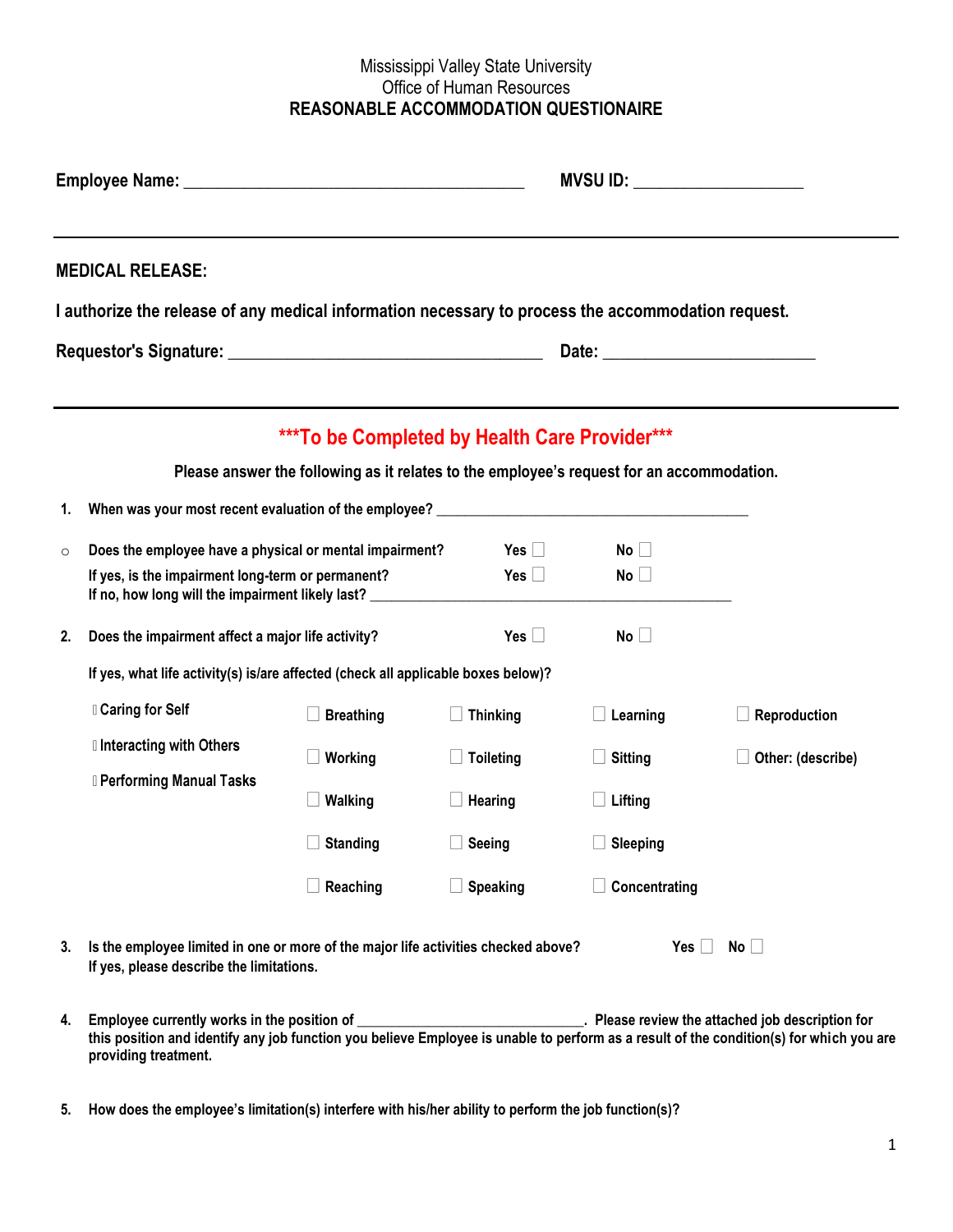Mississippi Valley State University
Office of Human Resources

**REASONABLE ACCOMMODATION QUESTIONAIRE**

**Employee Name:** ________________________________________ **MVSU ID:** ____________________

---

**MEDICAL RELEASE:**

**I authorize the release of any medical information necessary to process the accommodation request.**

**Requestor's Signature:** ____________________________________ **Date:** ________________________

---

## ***To be Completed by Health Care Provider***

**Please answer the following as it relates to the employee's request for an accommodation.**

**1. When was your most recent evaluation of the employee?** __________________________________________

- **Does the employee have a physical or mental impairment?** **Yes** ☐ **No** ☐

  **If yes, is the impairment long-term or permanent?** **Yes** ☐ **No** ☐

  **If no, how long will the impairment likely last?** _________________________________________________

**2. Does the impairment affect a major life activity?** **Yes** ☐ **No** ☐

**If yes, what life activity(s) is/are affected (check all applicable boxes below)?**

| | | | | |
|---|---|---|---|---|
| ☐ Caring for Self | ☐ Breathing | ☐ Thinking | ☐ Learning | ☐ Reproduction |
| ☐ Interacting with Others | ☐ Working | ☐ Toileting | ☐ Sitting | ☐ Other: (describe) |
| ☐ Performing Manual Tasks | ☐ Walking | ☐ Hearing | ☐ Lifting | |
| | ☐ Standing | ☐ Seeing | ☐ Sleeping | |
| | ☐ Reaching | ☐ Speaking | ☐ Concentrating | |

**3. Is the employee limited in one or more of the major life activities checked above?** **Yes** ☐ **No** ☐
**If yes, please describe the limitations.**

**4. Employee currently works in the position of** ______________________________. **Please review the attached job description for this position and identify any job function you believe Employee is unable to perform as a result of the condition(s) for which you are providing treatment.**

**5. How does the employee's limitation(s) interfere with his/her ability to perform the job function(s)?**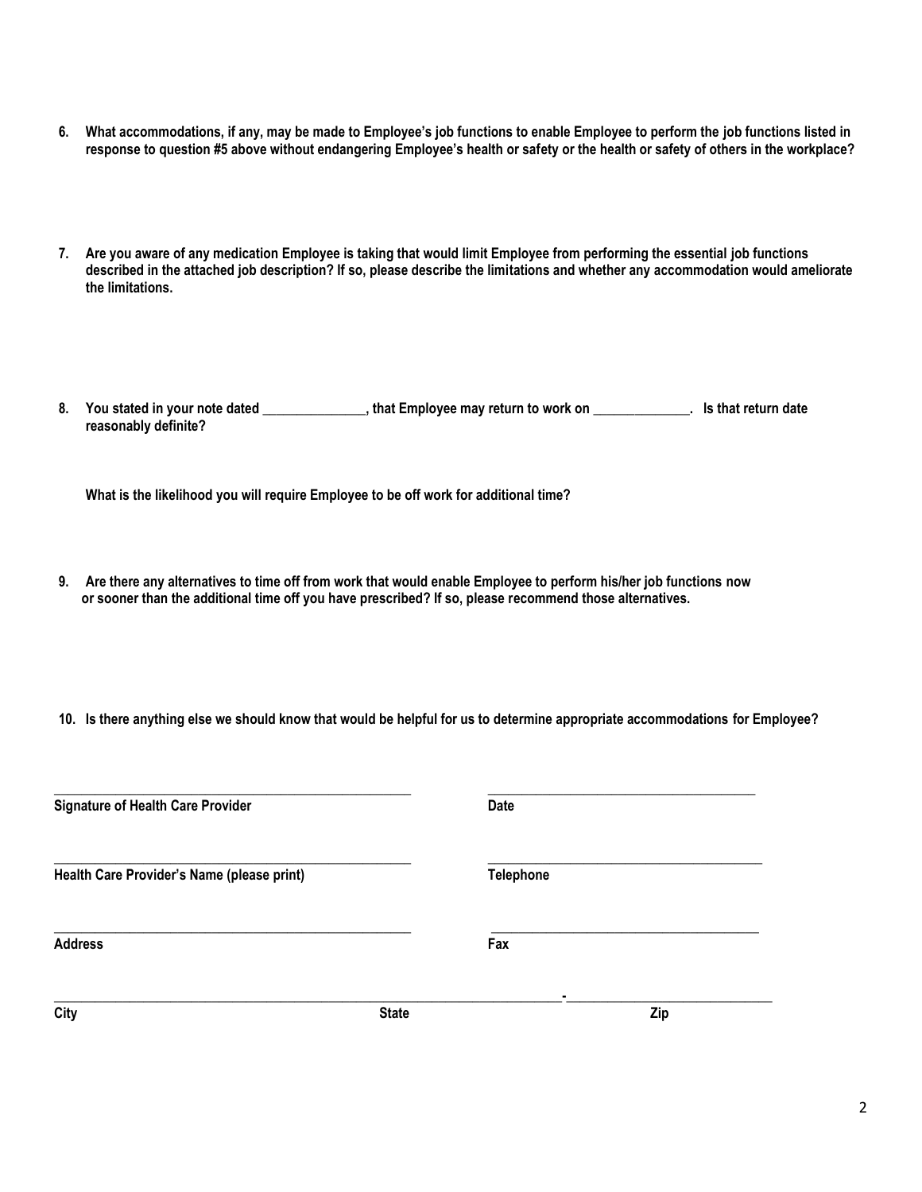6. **What accommodations, if any, may be made to Employee's job functions to enable Employee to perform the job functions listed in response to question #5 above without endangering Employee's health or safety or the health or safety of others in the workplace?**

7. **Are you aware of any medication Employee is taking that would limit Employee from performing the essential job functions described in the attached job description? If so, please describe the limitations and whether any accommodation would ameliorate the limitations.**

8. **You stated in your note dated ______________, that Employee may return to work on _____________. Is that return date reasonably definite?**

   **What is the likelihood you will require Employee to be off work for additional time?**

9. **Are there any alternatives to time off from work that would enable Employee to perform his/her job functions now or sooner than the additional time off you have prescribed? If so, please recommend those alternatives.**

10. **Is there anything else we should know that would be helpful for us to determine appropriate accommodations for Employee?**

_____________________________________________ &nbsp;&nbsp;&nbsp;&nbsp; _____________________________________
**Signature of Health Care Provider** &nbsp;&nbsp;&nbsp;&nbsp; **Date**

_____________________________________________ &nbsp;&nbsp;&nbsp;&nbsp; _____________________________________
**Health Care Provider's Name (please print)** &nbsp;&nbsp;&nbsp;&nbsp; **Telephone**

_____________________________________________ &nbsp;&nbsp;&nbsp;&nbsp; _____________________________________
**Address** &nbsp;&nbsp;&nbsp;&nbsp; **Fax**

_______________________________________________________________-____________________________
**City** &nbsp;&nbsp;&nbsp;&nbsp; **State** &nbsp;&nbsp;&nbsp;&nbsp; **Zip**